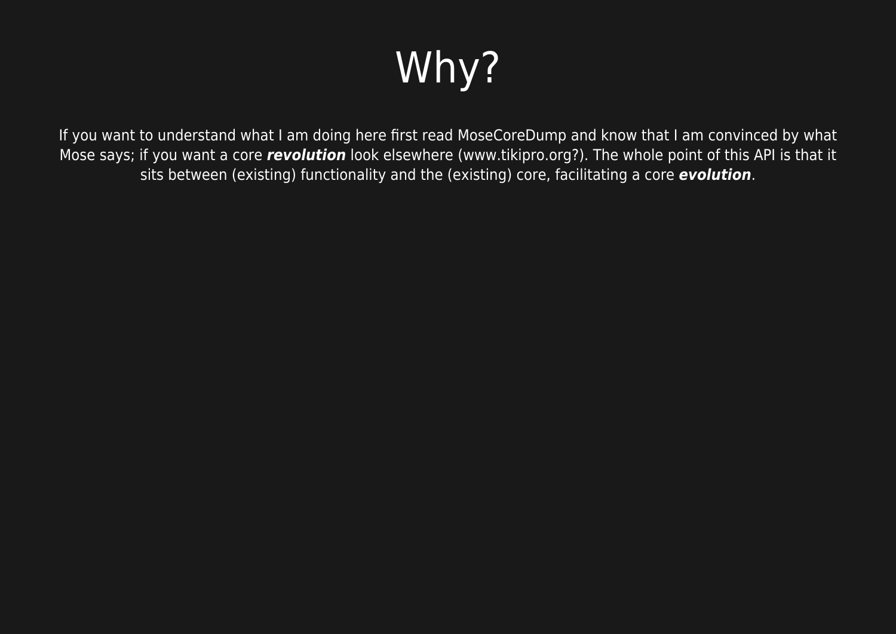# Why?

If you want to understand what I am doing here first read MoseCoreDump and know that I am convinced by what Mose says; if you want a core ***revolution*** look elsewhere (www.tikipro.org?). The whole point of this API is that it sits between (existing) functionality and the (existing) core, facilitating a core ***evolution***.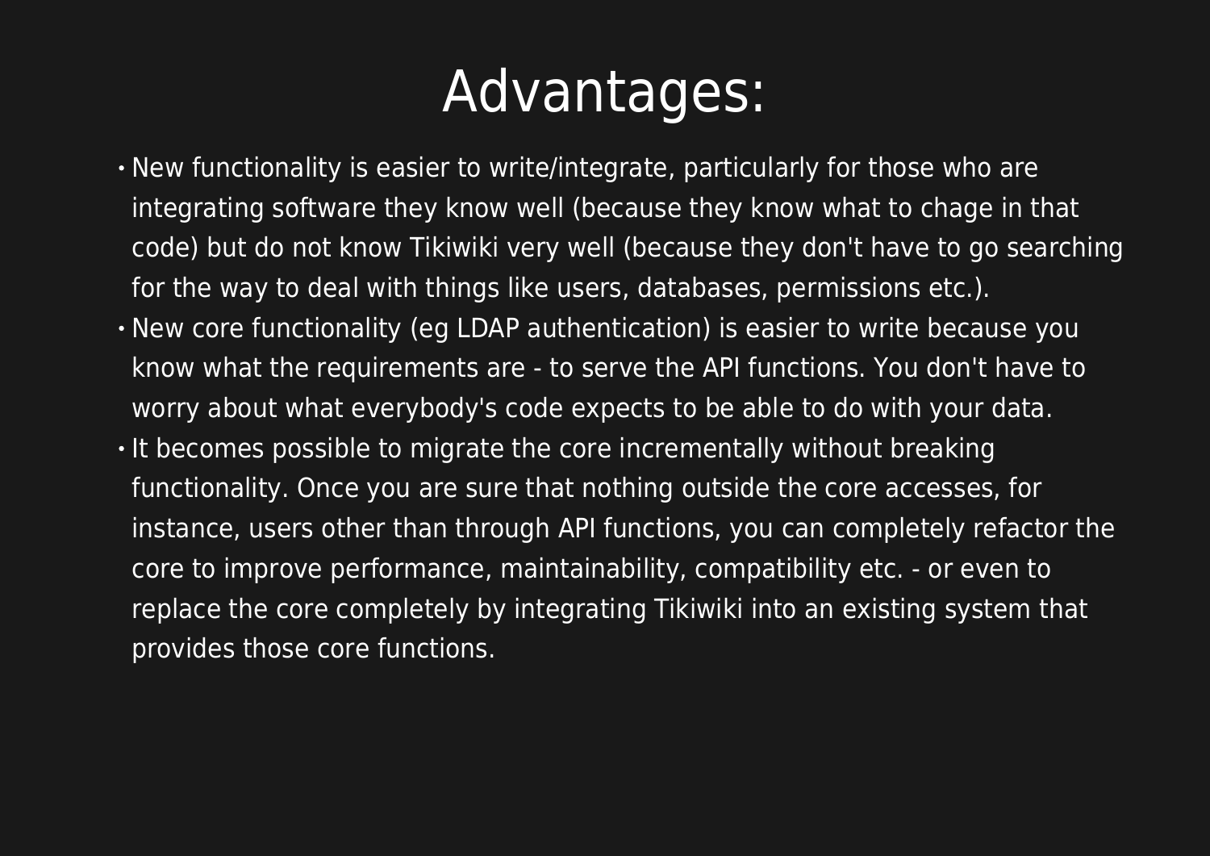# Advantages:

- New functionality is easier to write/integrate, particularly for those who are integrating software they know well (because they know what to chage in that code) but do not know Tikiwiki very well (because they don't have to go searching for the way to deal with things like users, databases, permissions etc.).
- New core functionality (eg LDAP authentication) is easier to write because you know what the requirements are - to serve the API functions. You don't have to worry about what everybody's code expects to be able to do with your data.
- It becomes possible to migrate the core incrementally without breaking functionality. Once you are sure that nothing outside the core accesses, for instance, users other than through API functions, you can completely refactor the core to improve performance, maintainability, compatibility etc. - or even to replace the core completely by integrating Tikiwiki into an existing system that provides those core functions.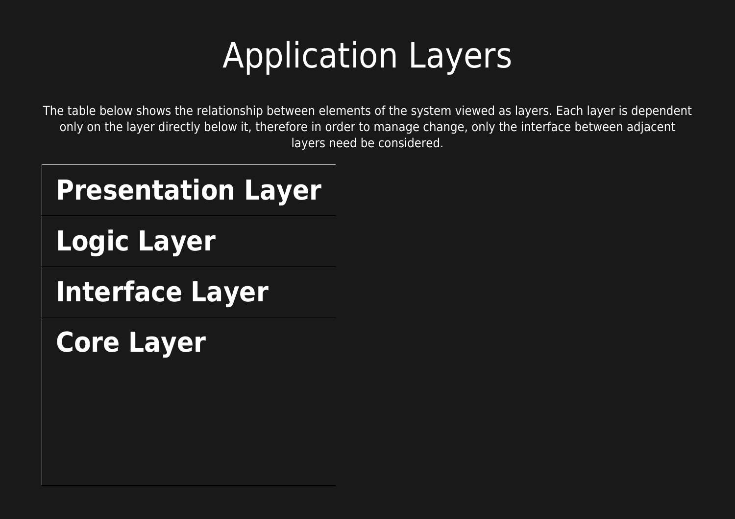# Application Layers

The table below shows the relationship between elements of the system viewed as layers. Each layer is dependent only on the layer directly below it, therefore in order to manage change, only the interface between adjacent layers need be considered.

| **Presentation Layer** |
|---|
| **Logic Layer** |
| **Interface Layer** |
| **Core Layer** |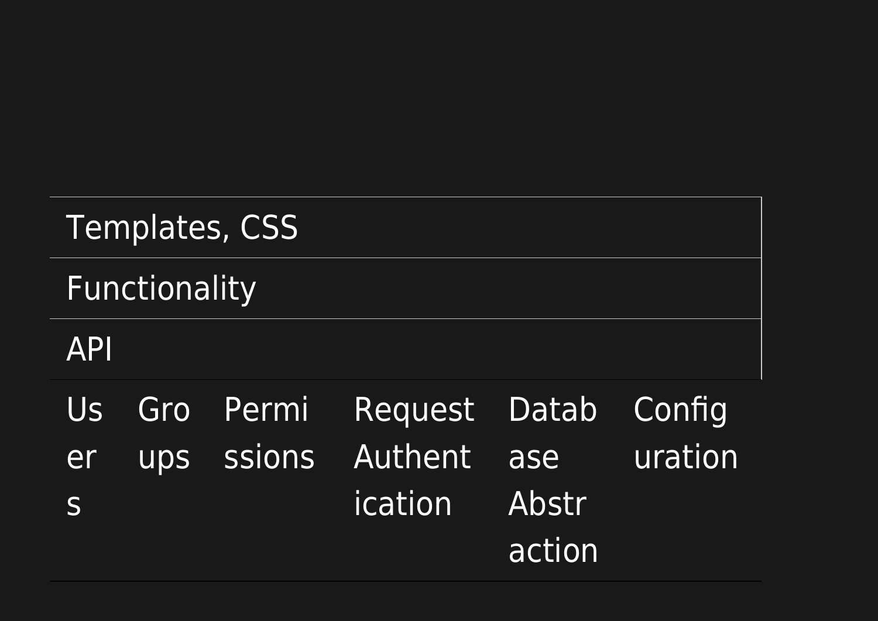| Templates, CSS | | | | | |
|---|---|---|---|---|---|
| Functionality | | | | | |
| API | | | | | |
| Users | Groups | Permissions | Request Authentication | Database Abstraction | Configuration |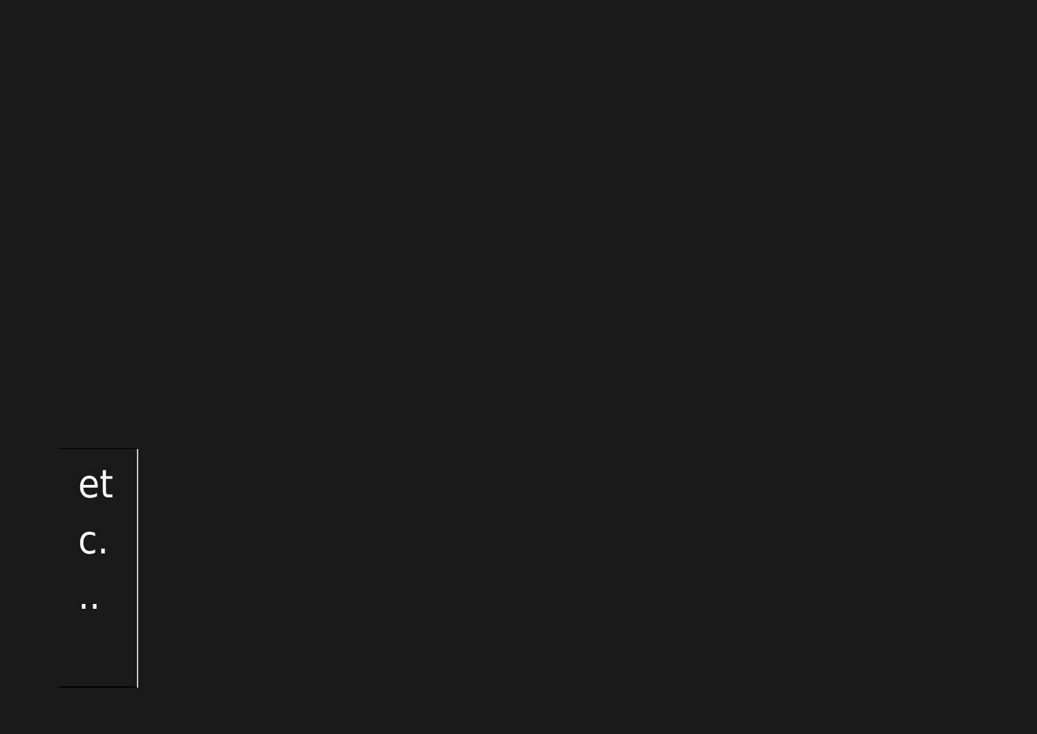etc...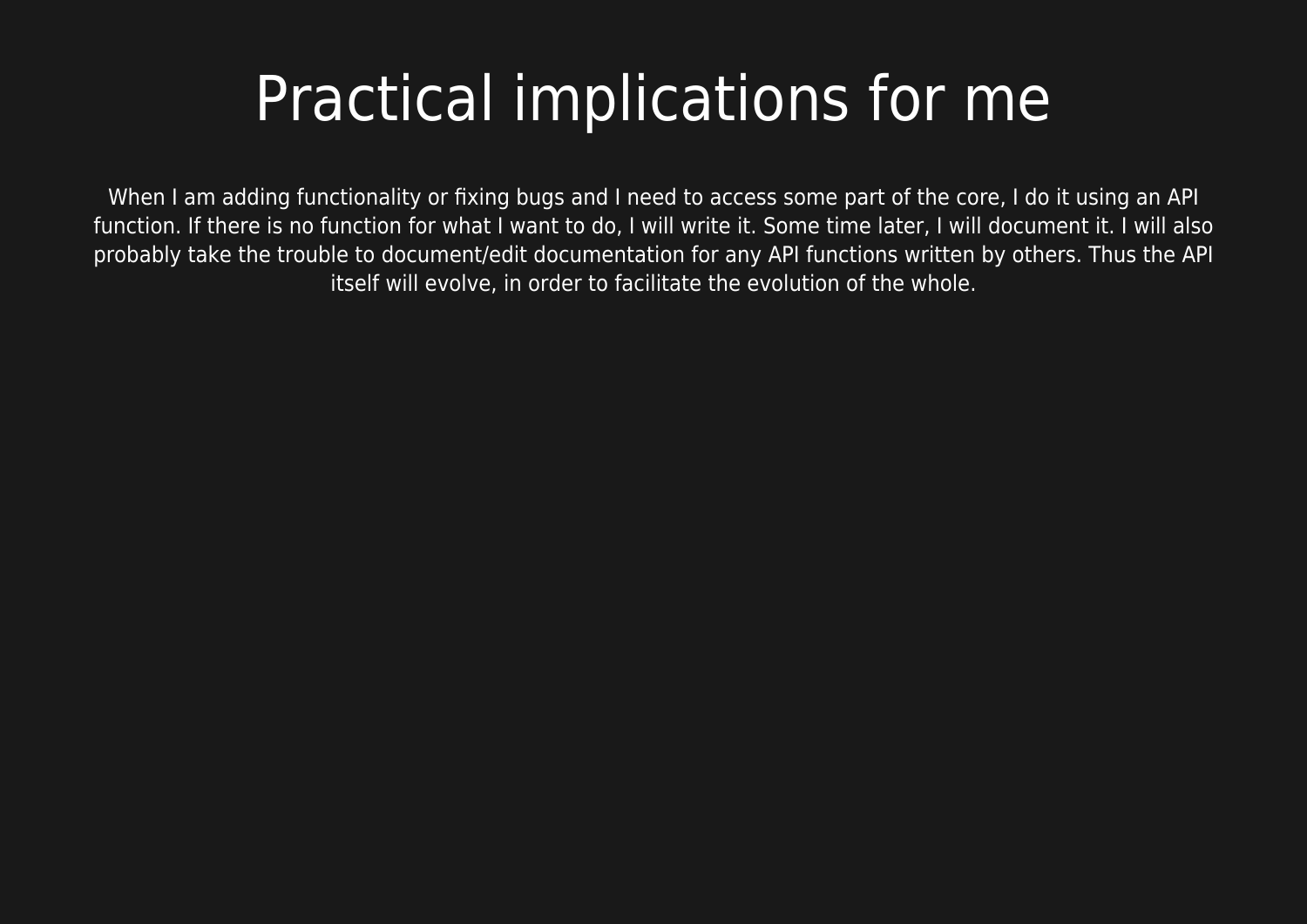# Practical implications for me

When I am adding functionality or fixing bugs and I need to access some part of the core, I do it using an API function. If there is no function for what I want to do, I will write it. Some time later, I will document it. I will also probably take the trouble to document/edit documentation for any API functions written by others. Thus the API itself will evolve, in order to facilitate the evolution of the whole.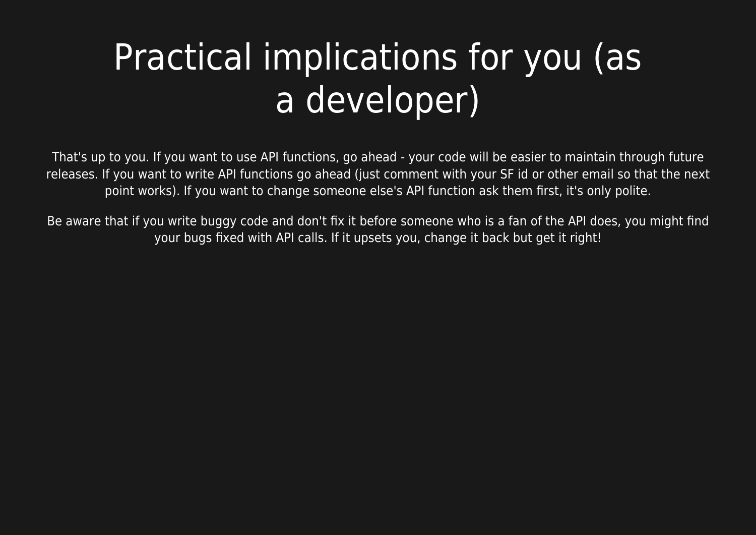# Practical implications for you (as a developer)

That's up to you. If you want to use API functions, go ahead - your code will be easier to maintain through future releases. If you want to write API functions go ahead (just comment with your SF id or other email so that the next point works). If you want to change someone else's API function ask them first, it's only polite.

Be aware that if you write buggy code and don't fix it before someone who is a fan of the API does, you might find your bugs fixed with API calls. If it upsets you, change it back but get it right!